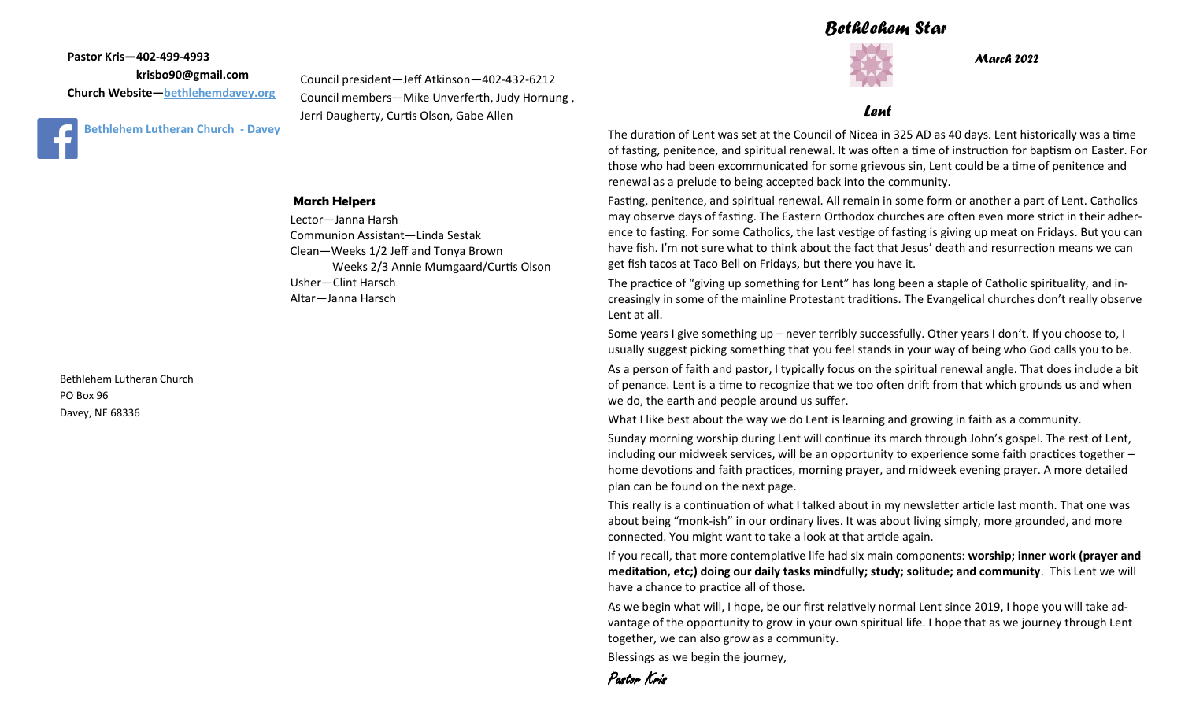**Pastor Kris—402-499-4993**

**krisbo90@gmail.com**

**Church Website—[bethlehemdavey.org](bethlehemdavey.org)**

**Bethlehem Lutheran Church - Davey**

Council president—Jeff Atkinson—402-432-6212

Council members—Mike Unverferth, Judy Hornung , Jerri Daugherty, Curtis Olson, Gabe Allen

**March Helpers**

Lector—Janna Harsh

Communion Assistant—Linda Sestak

Clean—Weeks 1/2 Jeff and Tonya Brown

Weeks 2/3 Annie Mumgaard/Curtis Olson

Usher—Clint Harsch

Altar—Janna Harsch

Bethlehem Lutheran Church

PO Box 96

Davey, NE 68336

# Bethlehem Star

**March 2022**

## Lent

The duration of Lent was set at the Council of Nicea in 325 AD as 40 days. Lent historically was a time of fasting, penitence, and spiritual renewal. It was often a time of instruction for baptism on Easter. For those who had been excommunicated for some grievous sin, Lent could be a time of penitence and renewal as a prelude to being accepted back into the community.

Fasting, penitence, and spiritual renewal. All remain in some form or another a part of Lent. Catholics may observe days of fasting. The Eastern Orthodox churches are often even more strict in their adherence to fasting. For some Catholics, the last vestige of fasting is giving up meat on Fridays. But you can have fish. I'm not sure what to think about the fact that Jesus' death and resurrection means we can get fish tacos at Taco Bell on Fridays, but there you have it.

The practice of "giving up something for Lent" has long been a staple of Catholic spirituality, and increasingly in some of the mainline Protestant traditions. The Evangelical churches don't really observe Lent at all.

Some years I give something up – never terribly successfully. Other years I don't. If you choose to, I usually suggest picking something that you feel stands in your way of being who God calls you to be.

As a person of faith and pastor, I typically focus on the spiritual renewal angle. That does include a bit of penance. Lent is a time to recognize that we too often drift from that which grounds us and when we do, the earth and people around us suffer.

What I like best about the way we do Lent is learning and growing in faith as a community.

Sunday morning worship during Lent will continue its march through John's gospel. The rest of Lent, including our midweek services, will be an opportunity to experience some faith practices together – home devotions and faith practices, morning prayer, and midweek evening prayer. A more detailed plan can be found on the next page.

This really is a continuation of what I talked about in my newsletter article last month. That one was about being "monk-ish" in our ordinary lives. It was about living simply, more grounded, and more connected. You might want to take a look at that article again.

If you recall, that more contemplative life had six main components: **worship; inner work (prayer and meditation, etc;) doing our daily tasks mindfully; study; solitude; and community**. This Lent we will have a chance to practice all of those.

As we begin what will, I hope, be our first relatively normal Lent since 2019, I hope you will take advantage of the opportunity to grow in your own spiritual life. I hope that as we journey through Lent together, we can also grow as a community.

Blessings as we begin the journey,

*Pastor Kris*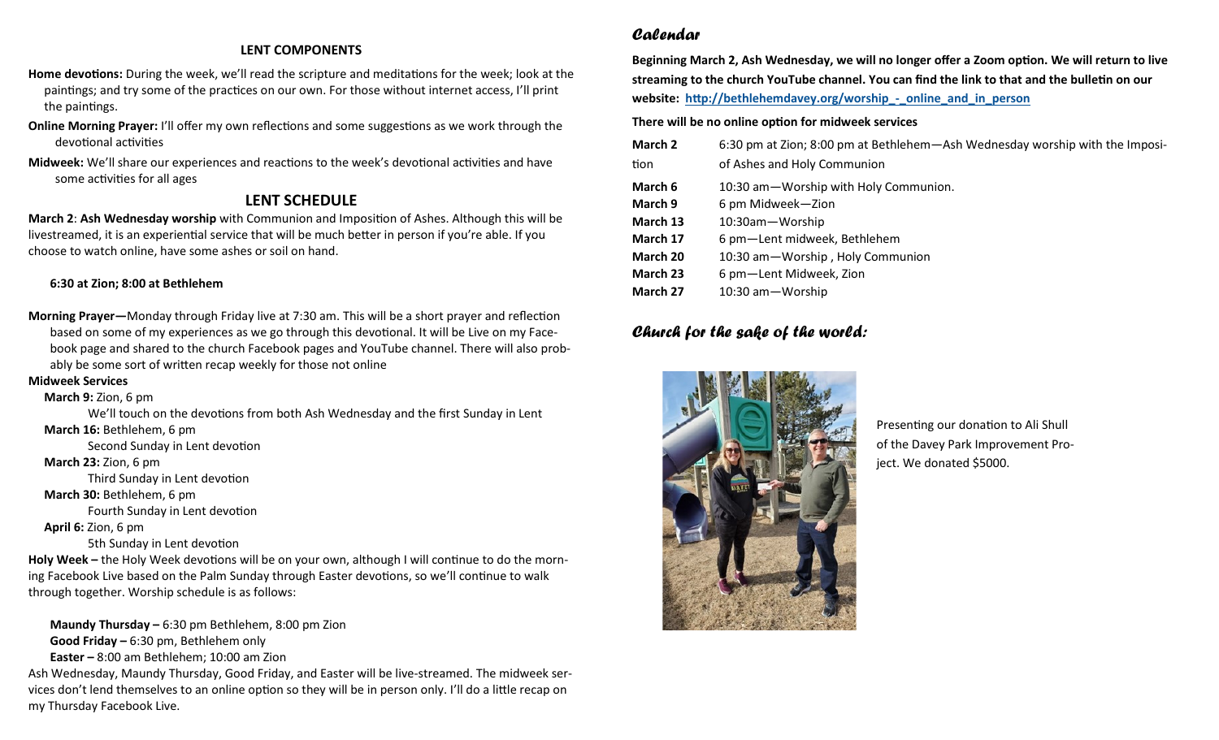## LENT COMPONENTS

**Home devotions:** During the week, we'll read the scripture and meditations for the week; look at the paintings; and try some of the practices on our own. For those without internet access, I'll print the paintings.

**Online Morning Prayer:** I'll offer my own reflections and some suggestions as we work through the devotional activities

**Midweek:** We'll share our experiences and reactions to the week's devotional activities and have some activities for all ages

## LENT SCHEDULE

**March 2**: **Ash Wednesday worship** with Communion and Imposition of Ashes. Although this will be livestreamed, it is an experiential service that will be much better in person if you're able. If you choose to watch online, have some ashes or soil on hand.

**6:30 at Zion; 8:00 at Bethlehem**

**Morning Prayer—**Monday through Friday live at 7:30 am. This will be a short prayer and reflection based on some of my experiences as we go through this devotional. It will be Live on my Facebook page and shared to the church Facebook pages and YouTube channel. There will also probably be some sort of written recap weekly for those not online

**Midweek Services**

**March 9:** Zion, 6 pm
We'll touch on the devotions from both Ash Wednesday and the first Sunday in Lent

**March 16:** Bethlehem, 6 pm
Second Sunday in Lent devotion

**March 23:** Zion, 6 pm
Third Sunday in Lent devotion

**March 30:** Bethlehem, 6 pm
Fourth Sunday in Lent devotion

**April 6:** Zion, 6 pm
5th Sunday in Lent devotion

**Holy Week –** the Holy Week devotions will be on your own, although I will continue to do the morning Facebook Live based on the Palm Sunday through Easter devotions, so we'll continue to walk through together. Worship schedule is as follows:

**Maundy Thursday –** 6:30 pm Bethlehem, 8:00 pm Zion
**Good Friday –** 6:30 pm, Bethlehem only
**Easter –** 8:00 am Bethlehem; 10:00 am Zion

Ash Wednesday, Maundy Thursday, Good Friday, and Easter will be live-streamed. The midweek services don't lend themselves to an online option so they will be in person only. I'll do a little recap on my Thursday Facebook Live.

## *Calendar*

**Beginning March 2, Ash Wednesday, we will no longer offer a Zoom option. We will return to live streaming to the church YouTube channel. You can find the link to that and the bulletin on our website: http://bethlehemdavey.org/worship_-_online_and_in_person**

**There will be no online option for midweek services**

| | |
|---|---|
| **March 2** | 6:30 pm at Zion; 8:00 pm at Bethlehem—Ash Wednesday worship with the Imposition of Ashes and Holy Communion |
| **March 6** | 10:30 am—Worship with Holy Communion. |
| **March 9** | 6 pm Midweek—Zion |
| **March 13** | 10:30am—Worship |
| **March 17** | 6 pm—Lent midweek, Bethlehem |
| **March 20** | 10:30 am—Worship , Holy Communion |
| **March 23** | 6 pm—Lent Midweek, Zion |
| **March 27** | 10:30 am—Worship |

## *Church for the sake of the world:*

Presenting our donation to Ali Shull of the Davey Park Improvement Project. We donated $5000.